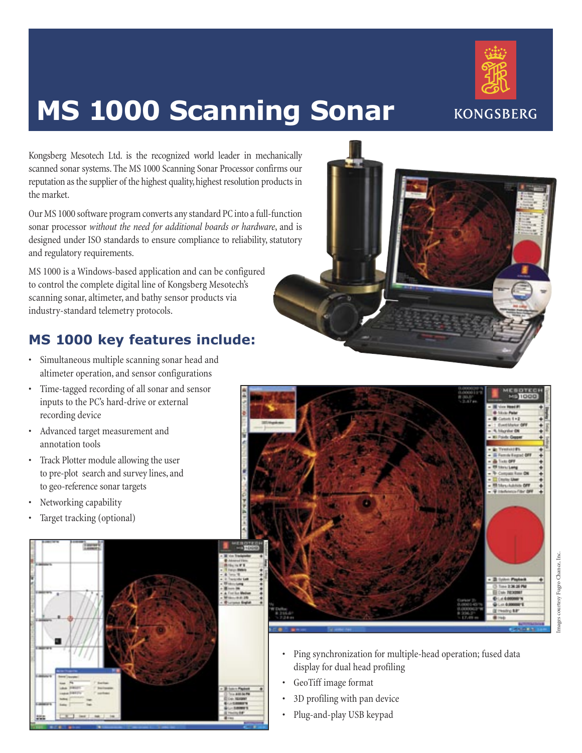# MS 1000 Scanning Sonar

KONGSBERG

Kongsberg Mesotech Ltd. is the recognized world leader in mechanically scanned sonar systems. The MS 1000 Scanning Sonar Processor confirms our reputation as the supplier of the highest quality, highest resolution products in the market.

Our MS 1000 software program converts any standard PC into a full-function sonar processor *without the need for additional boards or hardware*, and is designed under ISO standards to ensure compliance to reliability, statutory and regulatory requirements.

MS 1000 is a Windows-based application and can be configured to control the complete digital line of Kongsberg Mesotech's scanning sonar, altimeter, and bathy sensor products via industry-standard telemetry protocols.

## MS 1000 key features include:

- Simultaneous multiple scanning sonar head and altimeter operation, and sensor configurations
- Time-tagged recording of all sonar and sensor inputs to the PC's hard-drive or external recording device
- Advanced target measurement and annotation tools
- Track Plotter module allowing the user to pre-plot search and survey lines, and to geo-reference sonar targets
- Networking capability
- Target tracking (optional)
- Ping synchronization for multiple-head operation; fused data display for dual head profiling
- GeoTiff image format
- 3D profiling with pan device
- Plug-and-play USB keypad

Images courtesy Fugro Chance, Inc.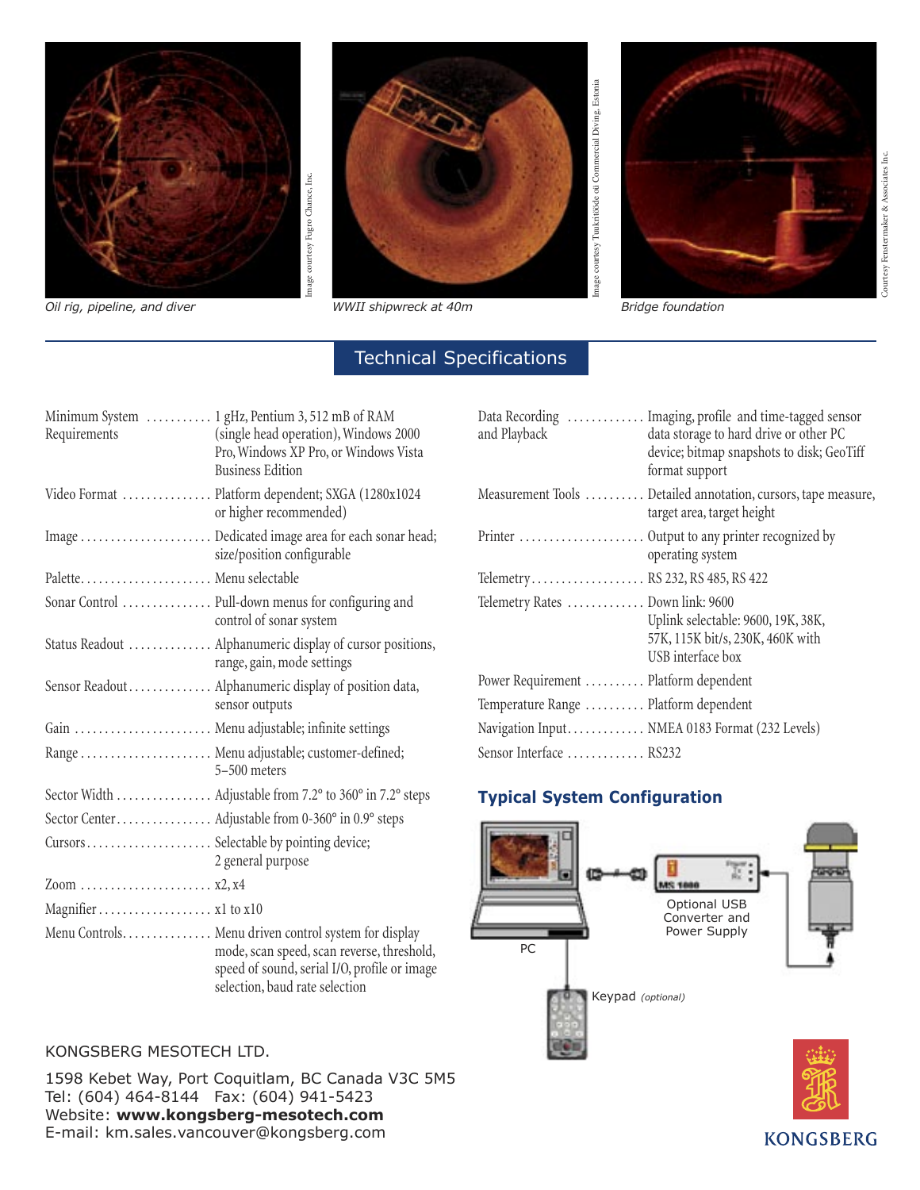*Oil rig, pipeline, and diver*

Image courtesy Fugro Chance, Inc.

*WWII shipwreck at 40m*

Image courtesy Tuukritööde oü Commercial Diving, Estonia

*Bridge foundation*

Courtesy Fenstermaker & Associates Inc.

## Technical Specifications

| | |
|---|---|
| Minimum System Requirements | 1 gHz, Pentium 3, 512 mB of RAM (single head operation), Windows 2000 Pro, Windows XP Pro, or Windows Vista Business Edition |
| Video Format | Platform dependent; SXGA (1280x1024 or higher recommended) |
| Image | Dedicated image area for each sonar head; size/position configurable |
| Palette | Menu selectable |
| Sonar Control | Pull-down menus for configuring and control of sonar system |
| Status Readout | Alphanumeric display of cursor positions, range, gain, mode settings |
| Sensor Readout | Alphanumeric display of position data, sensor outputs |
| Gain | Menu adjustable; infinite settings |
| Range | Menu adjustable; customer-defined; 5–500 meters |
| Sector Width | Adjustable from 7.2° to 360° in 7.2° steps |
| Sector Center | Adjustable from 0-360° in 0.9° steps |
| Cursors | Selectable by pointing device; 2 general purpose |
| Zoom | x2, x4 |
| Magnifier | x1 to x10 |
| Menu Controls | Menu driven control system for display mode, scan speed, scan reverse, threshold, speed of sound, serial I/O, profile or image selection, baud rate selection |
| Data Recording and Playback | Imaging, profile and time-tagged sensor data storage to hard drive or other PC device; bitmap snapshots to disk; GeoTiff format support |
| Measurement Tools | Detailed annotation, cursors, tape measure, target area, target height |
| Printer | Output to any printer recognized by operating system |
| Telemetry | RS 232, RS 485, RS 422 |
| Telemetry Rates | Down link: 9600<br>Uplink selectable: 9600, 19K, 38K, 57K, 115K bit/s, 230K, 460K with USB interface box |
| Power Requirement | Platform dependent |
| Temperature Range | Platform dependent |
| Navigation Input | NMEA 0183 Format (232 Levels) |
| Sensor Interface | RS232 |

### Typical System Configuration

PC

Optional USB Converter and Power Supply

Keypad *(optional)*

KONGSBERG MESOTECH LTD.

1598 Kebet Way, Port Coquitlam, BC Canada V3C 5M5
Tel: (604) 464-8144 Fax: (604) 941-5423
Website: **www.kongsberg-mesotech.com**
E-mail: km.sales.vancouver@kongsberg.com

KONGSBERG